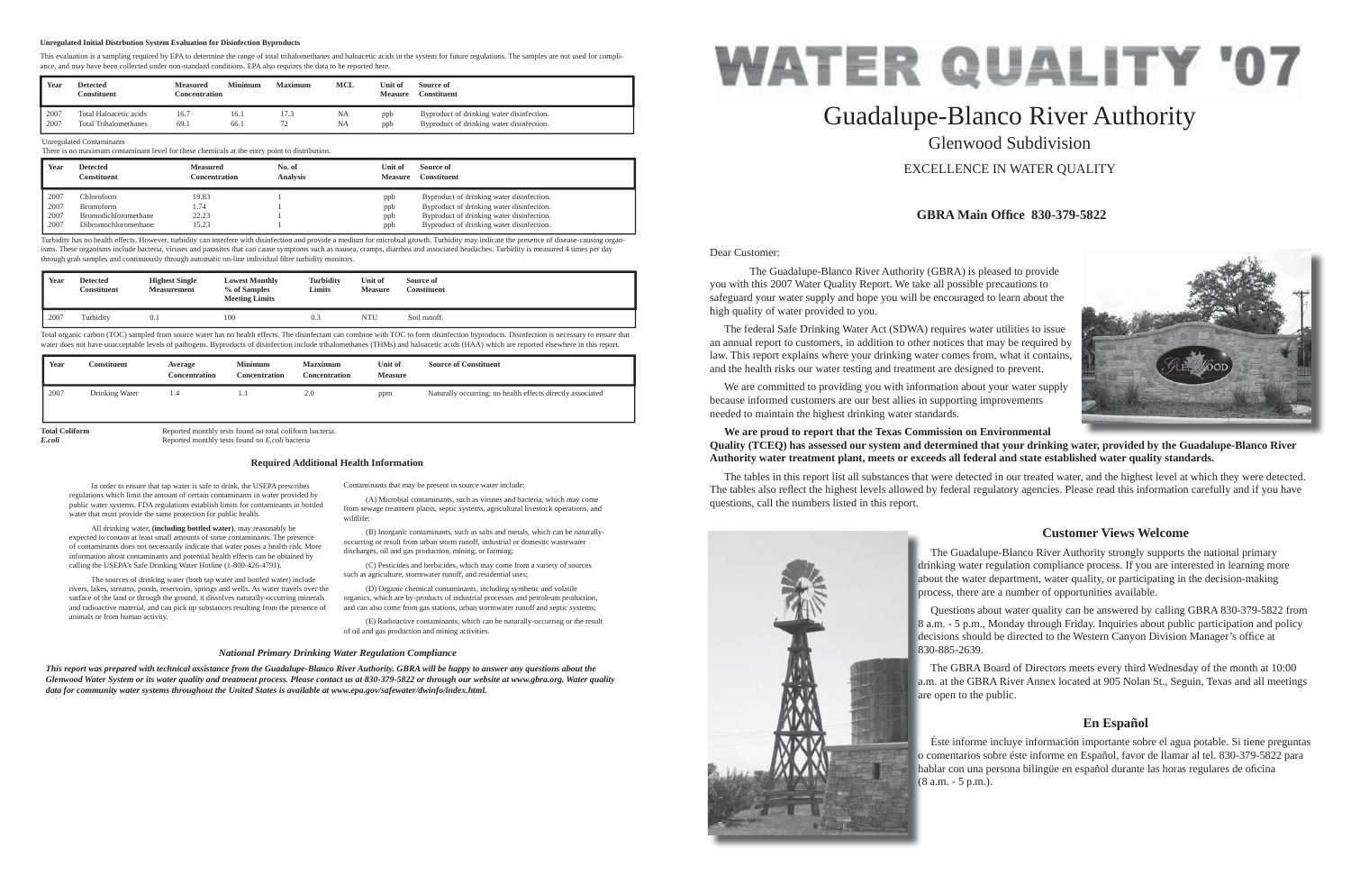**Unregulated Initial Distrbution System Evaluation for Disinfection Byproducts**

This evaluation is a sampling required by EPA to determine the range of total trihalomethanes and haloacetic acids in the system for future regulations. The samples are not used for compliance, and may have been collected under non-standard conditions. EPA also requires the data to be reported here.

| Year | Detected Constituent | Measured Concentration | Minimum | Maximum | MCL | Unit of Measure | Source of Constituent |
|---|---|---|---|---|---|---|---|
| 2007 | Total Haloacetic acids | 16.7 | 16.1 | 17.3 | NA | ppb | Byproduct of drinking water disinfection. |
| 2007 | Total Trihalomethanes | 69.1 | 66.1 | 72 | NA | ppb | Byproduct of drinking water disinfection. |

Unregulated Contaminants

There is no maximum contaminant level for these chemicals at the entry point to distribution.

| Year | Detected Constituent | Measured Concentration | No. of Analysis | Unit of Measure | Source of Constituent |
|---|---|---|---|---|---|
| 2007 | Chloroform | 19.83 | 1 | ppb | Byproduct of drinking water disinfection. |
| 2007 | Bromoform | 1.74 | 1 | ppb | Byproduct of drinking water disinfection. |
| 2007 | Bromodichloromethane | 22.23 | 1 | ppb | Byproduct of drinking water disinfection. |
| 2007 | Dibromochloromethane | 15.23 | 1 | ppb | Byproduct of drinking water disinfection. |

Turbidity has no health effects. However, turbidity can interfere with disinfection and provide a medium for microbial growth. Turbidity may indicate the presence of disease-causing organisms. These organisms include bacteria, viruses and parasites that can cause symptoms such as nausea, cramps, diarrhea and associated headaches. Turbidity is measured 4 times per day through grab samples and continuously through automatic on-line individual filter turbidity monitors.

| Year | Detected Constituent | Highest Single Measurement | Lowest Monthly % of Samples Meeting Limits | Turbidity Limits | Unit of Measure | Source of Constituent |
|---|---|---|---|---|---|---|
| 2007 | Turbidity | 0.1 | 100 | 0.3 | NTU | Soil runoff. |

Total organic carbon (TOC) sampled from source water has no health effects. The disinfectant can combine with TOC to form disinfection byproducts. Disinfection is necessary to ensure that water does not have unacceptable levels of pathogens. Byproducts of disinfection include trihalomethanes (THMs) and haloacetic acids (HAA) which are reported elsewhere in this report.

| Year | Constituent | Average Concentration | Minimum Concentration | Maxmimum Concentration | Unit of Measure | Source of Constituent |
|---|---|---|---|---|---|---|
| 2007 | Drinking Water | 1.4 | 1.1 | 2.0 | ppm | Naturally occurring; no health effects directly associated |

**Total Coliform** Reported monthly tests found no total coliform bacteria.

***E.coli*** Reported monthly tests found no *E.coli* bacteria

### Required Additional Health Information

In order to ensure that tap water is safe to drink, the USEPA prescribes regulations which limit the amount of certain contaminants in water provided by public water systems. FDA regulations establish limits for contaminants in bottled water that must provide the same protection for public health.

All drinking water, **(including bottled water)**, may reasonably be expected to contain at least small amounts of some contaminants. The presence of contaminants does not necessarily indicate that water poses a health risk. More information about contaminants and potential health effects can be obtained by calling the USEPA's Safe Drinking Water Hotline (1-800-426-4791).

The sources of drinking water (both tap water and bottled water) include rivers, lakes, streams, ponds, reservoirs, springs and wells. As water travels over the surface of the land or through the ground, it dissolves naturally-occurring minerals and radioactive material, and can pick up substances resulting from the presence of animals or from human activity.

Contaminants that may be present in source water include:

(A) Microbial contaminants, such as viruses and bacteria, which may come from sewage treatment plants, septic systems, agricultural livestock operations, and wildlife;

(B) Inorganic contaminants, such as salts and metals, which can be naturally-occurring or result from urban storm runoff, industrial or domestic wastewater discharges, oil and gas production, mining, or farming;

(C) Pesticides and herbicides, which may come from a variety of sources such as agriculture, stormwater runoff, and residential uses;

(D) Organic chemical contaminants, including synthetic and volatile organics, which are by-products of industrial processes and petroleum production, and can also come from gas stations, urban stormwater runoff and septic systems;

(E) Radioactive contaminants, which can be naturally-occurring or the result of oil and gas production and mining activities.

### *National Primary Drinking Water Regulation Compliance*

***This report was prepared with technical assistance from the Guadalupe-Blanco River Authority. GBRA will be happy to answer any questions about the Glenwood Water System or its water quality and treatment process. Please contact us at 830-379-5822 or through our website at www.gbra.org. Water quality data for community water systems throughout the United States is available at www.epa.gov/safewater/dwinfo/index.html.***

# WATER QUALITY '07

# Guadalupe-Blanco River Authority

## Glenwood Subdivision

EXCELLENCE IN WATER QUALITY

**GBRA Main Office 830-379-5822**

Dear Customer:

The Guadalupe-Blanco River Authority (GBRA) is pleased to provide you with this 2007 Water Quality Report. We take all possible precautions to safeguard your water supply and hope you will be encouraged to learn about the high quality of water provided to you.

The federal Safe Drinking Water Act (SDWA) requires water utilities to issue an annual report to customers, in addition to other notices that may be required by law. This report explains where your drinking water comes from, what it contains, and the health risks our water testing and treatment are designed to prevent.

We are committed to providing you with information about your water supply because informed customers are our best allies in supporting improvements needed to maintain the highest drinking water standards.

**We are proud to report that the Texas Commission on Environmental Quality (TCEQ) has assessed our system and determined that your drinking water, provided by the Guadalupe-Blanco River Authority water treatment plant, meets or exceeds all federal and state established water quality standards.**

The tables in this report list all substances that were detected in our treated water, and the highest level at which they were detected. The tables also reflect the highest levels allowed by federal regulatory agencies. Please read this information carefully and if you have questions, call the numbers listed in this report.

### Customer Views Welcome

The Guadalupe-Blanco River Authority strongly supports the national primary drinking water regulation compliance process. If you are interested in learning more about the water department, water quality, or participating in the decision-making process, there are a number of opportunities available.

Questions about water quality can be answered by calling GBRA 830-379-5822 from 8 a.m. - 5 p.m., Monday through Friday. Inquiries about public participation and policy decisions should be directed to the Western Canyon Division Manager's office at 830-885-2639.

The GBRA Board of Directors meets every third Wednesday of the month at 10:00 a.m. at the GBRA River Annex located at 905 Nolan St., Seguin, Texas and all meetings are open to the public.

### En Español

Éste informe incluye información importante sobre el agua potable. Si tiene preguntas o comentarios sobre éste informe en Español, favor de llamar al tel. 830-379-5822 para hablar con una persona bilingüe en español durante las horas regulares de oficina (8 a.m. - 5 p.m.).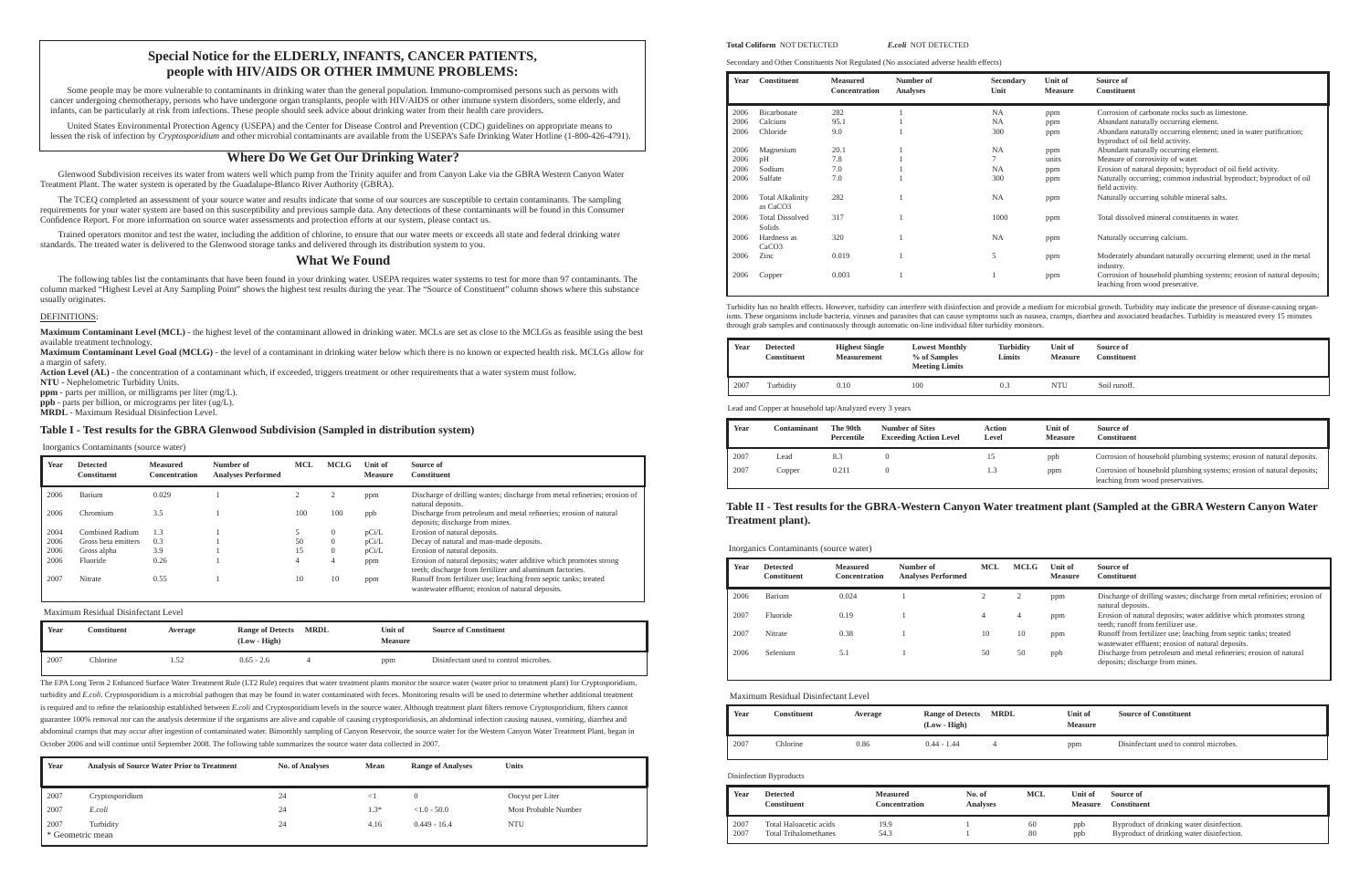## Special Notice for the ELDERLY, INFANTS, CANCER PATIENTS, people with HIV/AIDS OR OTHER IMMUNE PROBLEMS:

Some people may be more vulnerable to contaminants in drinking water than the general population. Immuno-compromised persons such as persons with cancer undergoing chemotherapy, persons who have undergone organ transplants, people with HIV/AIDS or other immune system disorders, some elderly, and infants, can be particularly at risk from infections. These people should seek advice about drinking water from their health care providers.

United States Environmental Protection Agency (USEPA) and the Center for Disease Control and Prevention (CDC) guidelines on appropriate means to lessen the risk of infection by *Cryptosporidium* and other microbial contaminants are available from the USEPA's Safe Drinking Water Hotline (1-800-426-4791).

## Where Do We Get Our Drinking Water?

Glenwood Subdivision receives its water from waters well which pump from the Trinity aquifer and from Canyon Lake via the GBRA Western Canyon Water Treatment Plant. The water system is operated by the Guadalupe-Blanco River Authority (GBRA).

The TCEQ completed an assessment of your source water and results indicate that some of our sources are susceptible to certain contaminants. The sampling requirements for your water system are based on this susceptibility and previous sample data. Any detections of these contaminants will be found in this Consumer Confidence Report. For more information on source water assessments and protection efforts at our system, please contact us.

Trained operators monitor and test the water, including the addition of chlorine, to ensure that our water meets or exceeds all state and federal drinking water standards. The treated water is delivered to the Glenwood storage tanks and delivered through its distribution system to you.

## What We Found

The following tables list the contaminants that have been found in your drinking water. USEPA requires water systems to test for more than 97 contaminants. The column marked "Highest Level at Any Sampling Point" shows the highest test results during the year. The "Source of Constituent" column shows where this substance usually originates.

DEFINITIONS:

**Maximum Contaminant Level (MCL)** - the highest level of the contaminant allowed in drinking water. MCLs are set as close to the MCLGs as feasible using the best available treatment technology.
**Maximum Contaminant Level Goal (MCLG)** - the level of a contaminant in drinking water below which there is no known or expected health risk. MCLGs allow for a margin of safety.
**Action Level (AL)** - the concentration of a contaminant which, if exceeded, triggers treatment or other requirements that a water system must follow.
**NTU** - Nephelometric Turbidity Units.
**ppm** - parts per million, or milligrams per liter (mg/L).
**ppb** - parts per billion, or micrograms per liter (ug/L).
**MRDL** - Maximum Residual Disinfection Level.

### Table I - Test results for the GBRA Glenwood Subdivision (Sampled in distribution system)

Inorganics Contaminants (source water)

| Year | Detected Constituent | Measured Concentration | Number of Analyses Performed | MCL | MCLG | Unit of Measure | Source of Constituent |
|---|---|---|---|---|---|---|---|
| 2006 | Barium | 0.029 | 1 | 2 | 2 | ppm | Discharge of drilling wastes; discharge from metal refineries; erosion of natural deposits. |
| 2006 | Chromium | 3.5 | 1 | 100 | 100 | ppb | Discharge from petroleum and metal refineries; erosion of natural deposits; discharge from mines. |
| 2004 | Combined Radium | 1.3 | 1 | 5 | 0 | pCi/L | Erosion of natural deposits. |
| 2006 | Gross beta emitters | 0.3 | 1 | 50 | 0 | pCi/L | Decay of natural and man-made deposits. |
| 2006 | Gross alpha | 3.9 | 1 | 15 | 0 | pCi/L | Erosion of natural deposits. |
| 2006 | Fluoride | 0.26 | 1 | 4 | 4 | ppm | Erosion of natural deposits; water additive which promotes strong teeth; discharge from fertilizer and aluminum factories. |
| 2007 | Nitrate | 0.55 | 1 | 10 | 10 | ppm | Runoff from fertilizer use; leaching from septic tanks; treated wastewater effluent; erosion of natural deposits. |

Maximum Residual Disinfectant Level

| Year | Constituent | Average | Range of Detects (Low - High) | MRDL | Unit of Measure | Source of Constituent |
|---|---|---|---|---|---|---|
| 2007 | Chlorine | 1.52 | 0.65 - 2.6 | 4 | ppm | Disinfectant used to control microbes. |

The EPA Long Term 2 Enhanced Surface Water Treatment Rule (LT2 Rule) requires that water treatment plants monitor the source water (water prior to treatment plant) for Cryptosporidium, turbidity and *E.coli*. Cryptosporidium is a microbial pathogen that may be found in water contaminated with feces. Monitoring results will be used to determine whether additional treatment is required and to refine the relationship established between *E.coli* and Cryptosporidium levels in the source water. Although treatment plant filters remove Cryptosporidium, filters cannot guarantee 100% removal nor can the analysis determine if the organisms are alive and capable of causing cryptosporidiosis, an abdominal infection causing nausea, vomiting, diarrhea and abdominal cramps that may occur after ingestion of contaminated water. Bimonthly sampling of Canyon Reservoir, the source water for the Western Canyon Water Treatment Plant, began in October 2006 and will continue until September 2008. The following table summarizes the source water data collected in 2007.

| Year | Analysis of Source Water Prior to Treatment | No. of Analyses | Mean | Range of Analyses | Units |
|---|---|---|---|---|---|
| 2007 | Cryptosporidium | 24 | <1 | 0 | Oocyst per Liter |
| 2007 | *E.coli* | 24 | 1.3* | <1.0 - 50.0 | Most Probable Number |
| 2007 | Turbidity | 24 | 4.16 | 0.449 - 16.4 | NTU |

\* Geometric mean

**Total Coliform** NOT DETECTED  ***E.coli*** NOT DETECTED

Secondary and Other Constituents Not Regulated (No associated adverse health effects)

| Year | Constituent | Measured Concentration | Number of Analyses | Secondary Unit | Unit of Measure | Source of Constituent |
|---|---|---|---|---|---|---|
| 2006 | Bicarbonate | 282 | 1 | NA | ppm | Corrosion of carbonate rocks such as limestone. |
| 2006 | Calcium | 95.1 | 1 | NA | ppm | Abundant naturally occurring element. |
| 2006 | Chloride | 9.0 | 1 | 300 | ppm | Abundant naturally occurring element; used in water purification; byproduct of oil field activity. |
| 2006 | Magnesium | 20.1 | 1 | NA | ppm | Abundant naturally occurring element. |
| 2006 | pH | 7.8 | 1 | 7 | units | Measure of corrosivity of water. |
| 2006 | Sodium | 7.0 | 1 | NA | ppm | Erosion of natural deposits; byproduct of oil field activity. |
| 2006 | Sulfate | 7.0 | 1 | 300 | ppm | Naturally occurring; common industrial byproduct; byproduct of oil field activity. |
| 2006 | Total Alkalinity as $CaCO_3$ | 282 | 1 | NA | ppm | Naturally occurring soluble mineral salts. |
| 2006 | Total Dissolved Solids | 317 | 1 | 1000 | ppm | Total dissolved mineral constituents in water. |
| 2006 | Hardness as $CaCO_3$ | 320 | 1 | NA | ppm | Naturally occurring calcium. |
| 2006 | Zinc | 0.019 | 1 | 5 | ppm | Moderately abundant naturally occurring element; used in the metal industry. |
| 2006 | Copper | 0.003 | 1 | 1 | ppm | Corrosion of household plumbing systems; erosion of natural deposits; leaching from wood preservative. |

Turbidity has no health effects. However, turbidity can interfere with disinfection and provide a medium for microbial growth. Turbidity may indicate the presence of disease-causing organisms. These organisms include bacteria, viruses and parasites that can cause symptoms such as nausea, cramps, diarrhea and associated headaches. Turbidity is measured every 15 minutes through grab samples and continuously through automatic on-line individual filter turbidity monitors.

| Year | Detected Constituent | Highest Single Measurement | Lowest Monthly % of Samples Meeting Limits | Turbidity Limits | Unit of Measure | Source of Constituent |
|---|---|---|---|---|---|---|
| 2007 | Turbidity | 0.10 | 100 | 0.3 | NTU | Soil runoff. |

Lead and Copper at household tap/Analyzed every 3 years

| Year | Contaminant | The 90th Percentile | Number of Sites Exceeding Action Level | Action Level | Unit of Measure | Source of Constituent |
|---|---|---|---|---|---|---|
| 2007 | Lead | 8.3 | 0 | 15 | ppb | Corrosion of household plumbing systems; erosion of natural deposits. |
| 2007 | Copper | 0.211 | 0 | 1.3 | ppm | Corrosion of household plumbing systems; erosion of natural deposits; leaching from wood preservatives. |

### Table II - Test results for the GBRA-Western Canyon Water treatment plant (Sampled at the GBRA Western Canyon Water Treatment plant).

Inorganics Contaminants (source water)

| Year | Detected Constituent | Measured Concentration | Number of Analyses Performed | MCL | MCLG | Unit of Measure | Source of Constituent |
|---|---|---|---|---|---|---|---|
| 2006 | Barium | 0.024 | 1 | 2 | 2 | ppm | Discharge of drilling wastes; discharge from metal refineries; erosion of natural deposits. |
| 2007 | Fluoride | 0.19 | 1 | 4 | 4 | ppm | Erosion of natural deposits; water additive which promotes strong teeth; runoff from fertilizer use. |
| 2007 | Nitrate | 0.38 | 1 | 10 | 10 | ppm | Runoff from fertilizer use; leaching from septic tanks; treated wastewater effluent; erosion of natural deposits. |
| 2006 | Selenium | 5.1 | 1 | 50 | 50 | ppb | Discharge from petroleum and metal refineries; erosion of natural deposits; discharge from mines. |

Maximum Residual Disinfectant Level

| Year | Constituent | Average | Range of Detects (Low - High) | MRDL | Unit of Measure | Source of Constituent |
|---|---|---|---|---|---|---|
| 2007 | Chlorine | 0.86 | 0.44 - 1.44 | 4 | ppm | Disinfectant used to control microbes. |

Disinfection Byproducts

| Year | Detected Constituent | Measured Concentration | No. of Analyses | MCL | Unit of Measure | Source of Constituent |
|---|---|---|---|---|---|---|
| 2007 | Total Haloacetic acids | 19.9 | 1 | 60 | ppb | Byproduct of drinking water disinfection. |
| 2007 | Total Trihalomethanes | 54.3 | 1 | 80 | ppb | Byproduct of drinking water disinfection. |